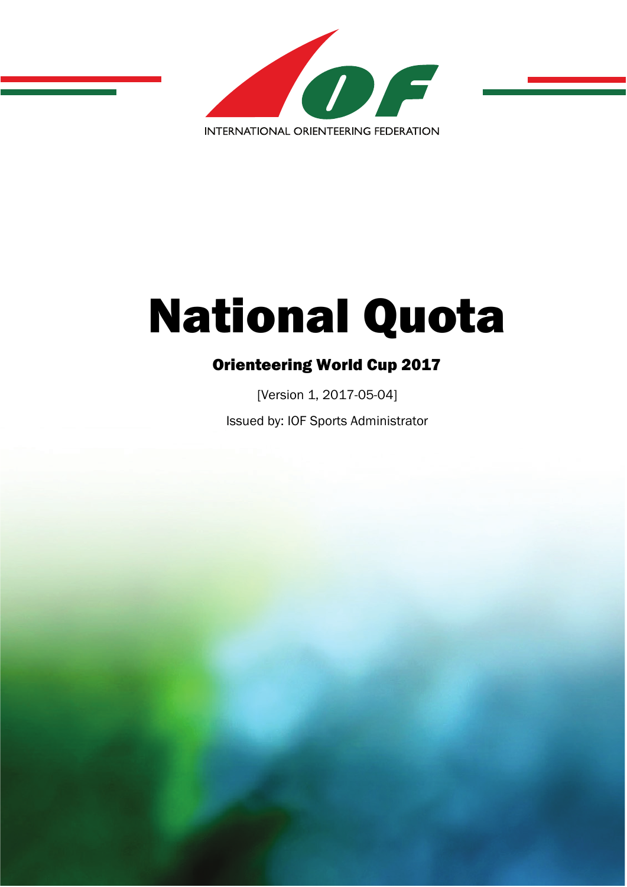INTERNATIONAL ORIENTEERING FEDERATION

# National Quota

## Orienteering World Cup 2017

[Version 1, 2017-05-04]

Issued by: IOF Sports Administrator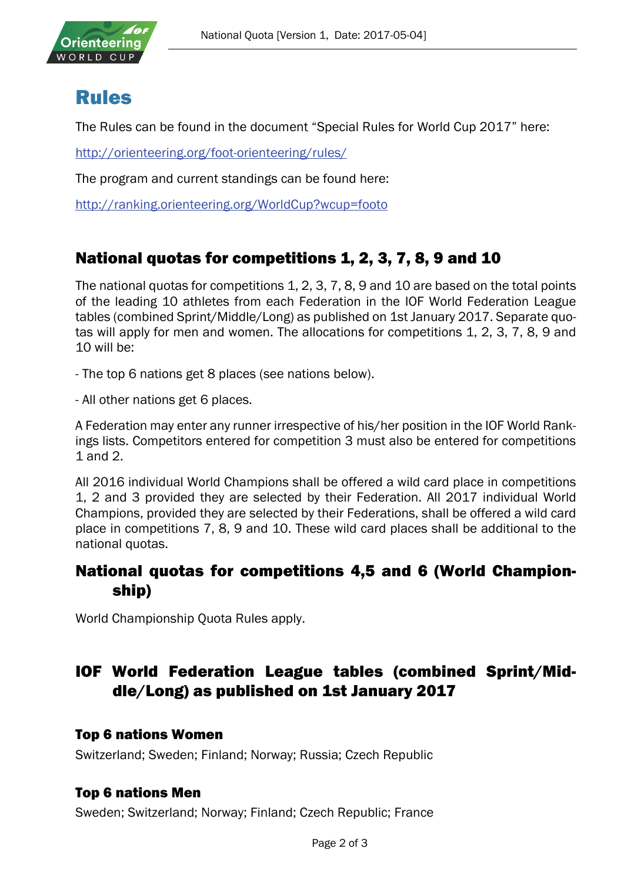# Rules

The Rules can be found in the document "Special Rules for World Cup 2017" here:

http://orienteering.org/foot-orienteering/rules/

The program and current standings can be found here:

http://ranking.orienteering.org/WorldCup?wcup=footo

## National quotas for competitions 1, 2, 3, 7, 8, 9 and 10

The national quotas for competitions 1, 2, 3, 7, 8, 9 and 10 are based on the total points of the leading 10 athletes from each Federation in the IOF World Federation League tables (combined Sprint/Middle/Long) as published on 1st January 2017. Separate quotas will apply for men and women. The allocations for competitions 1, 2, 3, 7, 8, 9 and 10 will be:

- The top 6 nations get 8 places (see nations below).

- All other nations get 6 places.

A Federation may enter any runner irrespective of his/her position in the IOF World Rankings lists. Competitors entered for competition 3 must also be entered for competitions 1 and 2.

All 2016 individual World Champions shall be offered a wild card place in competitions 1, 2 and 3 provided they are selected by their Federation. All 2017 individual World Champions, provided they are selected by their Federations, shall be offered a wild card place in competitions 7, 8, 9 and 10. These wild card places shall be additional to the national quotas.

## National quotas for competitions 4,5 and 6 (World Championship)

World Championship Quota Rules apply.

## IOF World Federation League tables (combined Sprint/Middle/Long) as published on 1st January 2017

### Top 6 nations Women

Switzerland; Sweden; Finland; Norway; Russia; Czech Republic

### Top 6 nations Men

Sweden; Switzerland; Norway; Finland; Czech Republic; France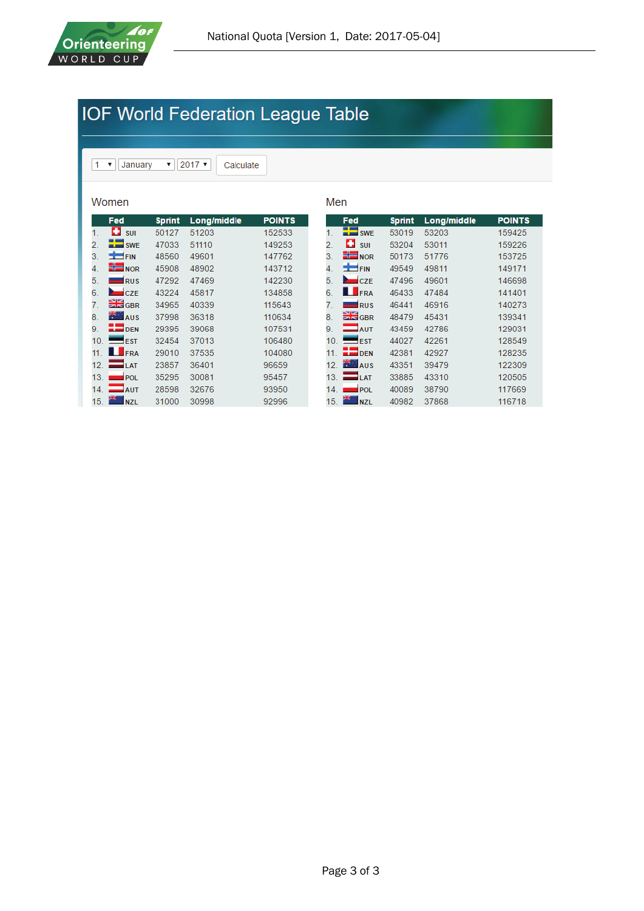# IOF World Federation League Table

1 January 2017 Calculate

## Women

| | Fed | Sprint | Long/middle | POINTS |
|---|---|---|---|---|
| 1. | SUI | 50127 | 51203 | 152533 |
| 2. | SWE | 47033 | 51110 | 149253 |
| 3. | FIN | 48560 | 49601 | 147762 |
| 4. | NOR | 45908 | 48902 | 143712 |
| 5. | RUS | 47292 | 47469 | 142230 |
| 6. | CZE | 43224 | 45817 | 134858 |
| 7. | GBR | 34965 | 40339 | 115643 |
| 8. | AUS | 37998 | 36318 | 110634 |
| 9. | DEN | 29395 | 39068 | 107531 |
| 10. | EST | 32454 | 37013 | 106480 |
| 11. | FRA | 29010 | 37535 | 104080 |
| 12. | LAT | 23857 | 36401 | 96659 |
| 13. | POL | 35295 | 30081 | 95457 |
| 14. | AUT | 28598 | 32676 | 93950 |
| 15. | NZL | 31000 | 30998 | 92996 |

## Men

| | Fed | Sprint | Long/middle | POINTS |
|---|---|---|---|---|
| 1. | SWE | 53019 | 53203 | 159425 |
| 2. | SUI | 53204 | 53011 | 159226 |
| 3. | NOR | 50173 | 51776 | 153725 |
| 4. | FIN | 49549 | 49811 | 149171 |
| 5. | CZE | 47496 | 49601 | 146698 |
| 6. | FRA | 46433 | 47484 | 141401 |
| 7. | RUS | 46441 | 46916 | 140273 |
| 8. | GBR | 48479 | 45431 | 139341 |
| 9. | AUT | 43459 | 42786 | 129031 |
| 10. | EST | 44027 | 42261 | 128549 |
| 11. | DEN | 42381 | 42927 | 128235 |
| 12. | AUS | 43351 | 39479 | 122309 |
| 13. | LAT | 33885 | 43310 | 120505 |
| 14. | POL | 40089 | 38790 | 117669 |
| 15. | NZL | 40982 | 37868 | 116718 |